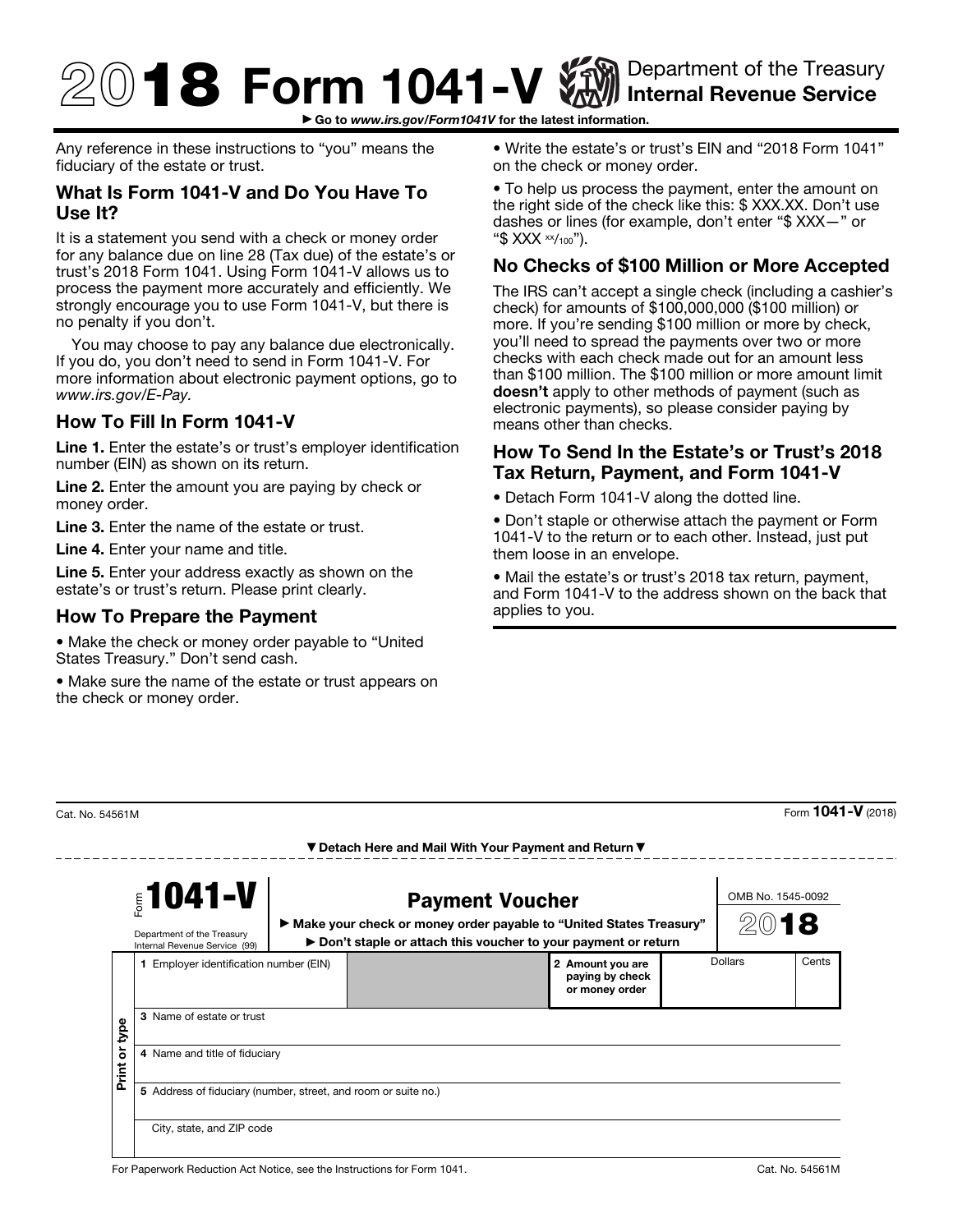# 2018 Form 1041-V

Department of the Treasury
Internal Revenue Service

► Go to *www.irs.gov/Form1041V* for the latest information.

Any reference in these instructions to “you” means the fiduciary of the estate or trust.

## What Is Form 1041-V and Do You Have To Use It?

It is a statement you send with a check or money order for any balance due on line 28 (Tax due) of the estate's or trust's 2018 Form 1041. Using Form 1041-V allows us to process the payment more accurately and efficiently. We strongly encourage you to use Form 1041-V, but there is no penalty if you don't.

You may choose to pay any balance due electronically. If you do, you don't need to send in Form 1041-V. For more information about electronic payment options, go to *www.irs.gov/E-Pay.*

## How To Fill In Form 1041-V

**Line 1.** Enter the estate's or trust's employer identification number (EIN) as shown on its return.

**Line 2.** Enter the amount you are paying by check or money order.

**Line 3.** Enter the name of the estate or trust.

**Line 4.** Enter your name and title.

**Line 5.** Enter your address exactly as shown on the estate's or trust's return. Please print clearly.

## How To Prepare the Payment

- Make the check or money order payable to “United States Treasury.” Don't send cash.
- Make sure the name of the estate or trust appears on the check or money order.
- Write the estate's or trust's EIN and “2018 Form 1041” on the check or money order.
- To help us process the payment, enter the amount on the right side of the check like this: $ XXX.XX. Don't use dashes or lines (for example, don't enter “$ XXX—” or “$ XXX xx/100”).

## No Checks of $100 Million or More Accepted

The IRS can't accept a single check (including a cashier's check) for amounts of $100,000,000 ($100 million) or more. If you're sending $100 million or more by check, you'll need to spread the payments over two or more checks with each check made out for an amount less than $100 million. The $100 million or more amount limit **doesn't** apply to other methods of payment (such as electronic payments), so please consider paying by means other than checks.

## How To Send In the Estate's or Trust's 2018 Tax Return, Payment, and Form 1041-V

- Detach Form 1041-V along the dotted line.
- Don't staple or otherwise attach the payment or Form 1041-V to the return or to each other. Instead, just put them loose in an envelope.
- Mail the estate's or trust's 2018 tax return, payment, and Form 1041-V to the address shown on the back that applies to you.

Cat. No. 54561M — Form **1041-V** (2018)

▼ Detach Here and Mail With Your Payment and Return ▼

---

Form **1041-V** — **Payment Voucher** — OMB No. 1545-0092 — **2018**

Department of the Treasury
Internal Revenue Service (99)

► Make your check or money order payable to “United States Treasury”
► Don't staple or attach this voucher to your payment or return

Print or type

| 1 Employer identification number (EIN) | | 2 Amount you are paying by check or money order | Dollars | Cents |
|---|---|---|---|---|
| 3 Name of estate or trust | | | | |
| 4 Name and title of fiduciary | | | | |
| 5 Address of fiduciary (number, street, and room or suite no.) | | | | |
| City, state, and ZIP code | | | | |

For Paperwork Reduction Act Notice, see the Instructions for Form 1041. — Cat. No. 54561M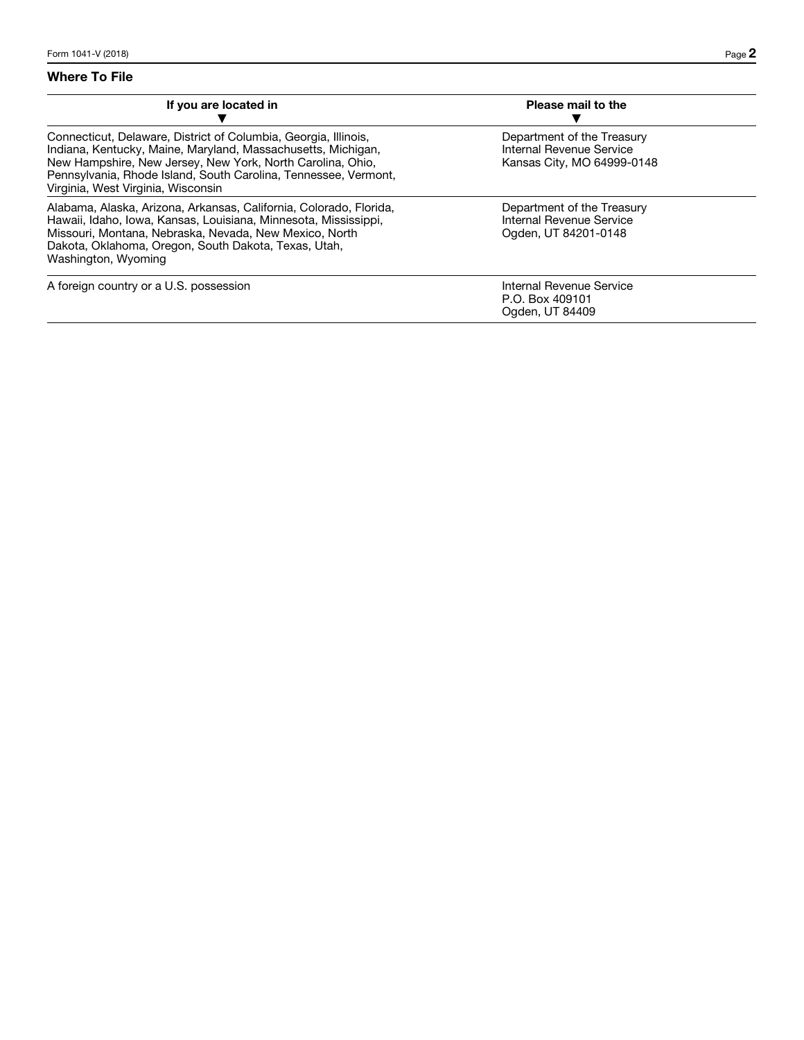## Where To File

| If you are located in ▼ | Please mail to the ▼ |
| --- | --- |
| Connecticut, Delaware, District of Columbia, Georgia, Illinois, Indiana, Kentucky, Maine, Maryland, Massachusetts, Michigan, New Hampshire, New Jersey, New York, North Carolina, Ohio, Pennsylvania, Rhode Island, South Carolina, Tennessee, Vermont, Virginia, West Virginia, Wisconsin | Department of the Treasury<br>Internal Revenue Service<br>Kansas City, MO 64999-0148 |
| Alabama, Alaska, Arizona, Arkansas, California, Colorado, Florida, Hawaii, Idaho, Iowa, Kansas, Louisiana, Minnesota, Mississippi, Missouri, Montana, Nebraska, Nevada, New Mexico, North Dakota, Oklahoma, Oregon, South Dakota, Texas, Utah, Washington, Wyoming | Department of the Treasury<br>Internal Revenue Service<br>Ogden, UT 84201-0148 |
| A foreign country or a U.S. possession | Internal Revenue Service<br>P.O. Box 409101<br>Ogden, UT 84409 |